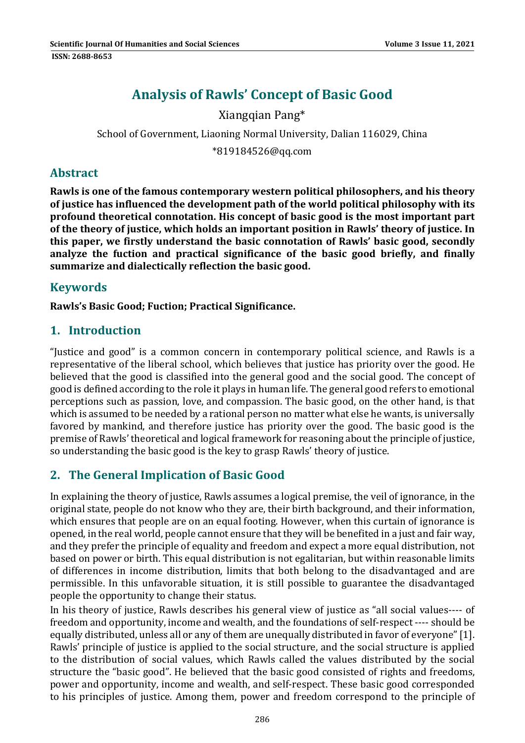# Analysis of Rawls' Concept of Basic Good

Xiangqian Pang*

School of Government, Liaoning Normal University, Dalian 116029, China

*819184526@qq.com

## Abstract

**Rawls is one of the famous contemporary western political philosophers, and his theory of justice has influenced the development path of the world political philosophy with its profound theoretical connotation. His concept of basic good is the most important part of the theory of justice, which holds an important position in Rawls' theory of justice. In this paper, we firstly understand the basic connotation of Rawls' basic good, secondly analyze the fuction and practical significance of the basic good briefly, and finally summarize and dialectically reflection the basic good.**

## Keywords

**Rawls's Basic Good; Fuction; Practical Significance.**

## 1. Introduction

"Justice and good" is a common concern in contemporary political science, and Rawls is a representative of the liberal school, which believes that justice has priority over the good. He believed that the good is classified into the general good and the social good. The concept of good is defined according to the role it plays in human life. The general good refers to emotional perceptions such as passion, love, and compassion. The basic good, on the other hand, is that which is assumed to be needed by a rational person no matter what else he wants, is universally favored by mankind, and therefore justice has priority over the good. The basic good is the premise of Rawls' theoretical and logical framework for reasoning about the principle of justice, so understanding the basic good is the key to grasp Rawls' theory of justice.

## 2. The General Implication of Basic Good

In explaining the theory of justice, Rawls assumes a logical premise, the veil of ignorance, in the original state, people do not know who they are, their birth background, and their information, which ensures that people are on an equal footing. However, when this curtain of ignorance is opened, in the real world, people cannot ensure that they will be benefited in a just and fair way, and they prefer the principle of equality and freedom and expect a more equal distribution, not based on power or birth. This equal distribution is not egalitarian, but within reasonable limits of differences in income distribution, limits that both belong to the disadvantaged and are permissible. In this unfavorable situation, it is still possible to guarantee the disadvantaged people the opportunity to change their status.

In his theory of justice, Rawls describes his general view of justice as "all social values---- of freedom and opportunity, income and wealth, and the foundations of self-respect ---- should be equally distributed, unless all or any of them are unequally distributed in favor of everyone" [1]. Rawls' principle of justice is applied to the social structure, and the social structure is applied to the distribution of social values, which Rawls called the values distributed by the social structure the "basic good". He believed that the basic good consisted of rights and freedoms, power and opportunity, income and wealth, and self-respect. These basic good corresponded to his principles of justice. Among them, power and freedom correspond to the principle of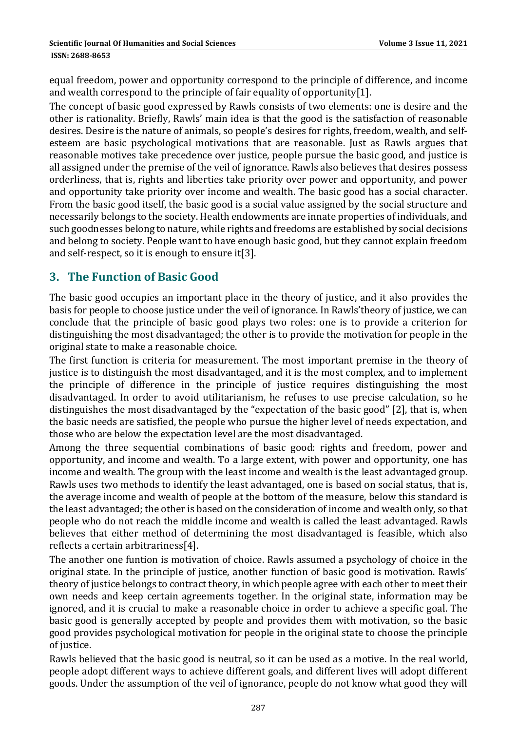equal freedom, power and opportunity correspond to the principle of difference, and income and wealth correspond to the principle of fair equality of opportunity[1].

The concept of basic good expressed by Rawls consists of two elements: one is desire and the other is rationality. Briefly, Rawls' main idea is that the good is the satisfaction of reasonable desires. Desire is the nature of animals, so people's desires for rights, freedom, wealth, and self-esteem are basic psychological motivations that are reasonable. Just as Rawls argues that reasonable motives take precedence over justice, people pursue the basic good, and justice is all assigned under the premise of the veil of ignorance. Rawls also believes that desires possess orderliness, that is, rights and liberties take priority over power and opportunity, and power and opportunity take priority over income and wealth. The basic good has a social character. From the basic good itself, the basic good is a social value assigned by the social structure and necessarily belongs to the society. Health endowments are innate properties of individuals, and such goodnesses belong to nature, while rights and freedoms are established by social decisions and belong to society. People want to have enough basic good, but they cannot explain freedom and self-respect, so it is enough to ensure it[3].

## 3. The Function of Basic Good

The basic good occupies an important place in the theory of justice, and it also provides the basis for people to choose justice under the veil of ignorance. In Rawls'theory of justice, we can conclude that the principle of basic good plays two roles: one is to provide a criterion for distinguishing the most disadvantaged; the other is to provide the motivation for people in the original state to make a reasonable choice.

The first function is criteria for measurement. The most important premise in the theory of justice is to distinguish the most disadvantaged, and it is the most complex, and to implement the principle of difference in the principle of justice requires distinguishing the most disadvantaged. In order to avoid utilitarianism, he refuses to use precise calculation, so he distinguishes the most disadvantaged by the "expectation of the basic good" [2], that is, when the basic needs are satisfied, the people who pursue the higher level of needs expectation, and those who are below the expectation level are the most disadvantaged.

Among the three sequential combinations of basic good: rights and freedom, power and opportunity, and income and wealth. To a large extent, with power and opportunity, one has income and wealth. The group with the least income and wealth is the least advantaged group. Rawls uses two methods to identify the least advantaged, one is based on social status, that is, the average income and wealth of people at the bottom of the measure, below this standard is the least advantaged; the other is based on the consideration of income and wealth only, so that people who do not reach the middle income and wealth is called the least advantaged. Rawls believes that either method of determining the most disadvantaged is feasible, which also reflects a certain arbitrariness[4].

The another one funtion is motivation of choice. Rawls assumed a psychology of choice in the original state. In the principle of justice, another function of basic good is motivation. Rawls' theory of justice belongs to contract theory, in which people agree with each other to meet their own needs and keep certain agreements together. In the original state, information may be ignored, and it is crucial to make a reasonable choice in order to achieve a specific goal. The basic good is generally accepted by people and provides them with motivation, so the basic good provides psychological motivation for people in the original state to choose the principle of justice.

Rawls believed that the basic good is neutral, so it can be used as a motive. In the real world, people adopt different ways to achieve different goals, and different lives will adopt different goods. Under the assumption of the veil of ignorance, people do not know what good they will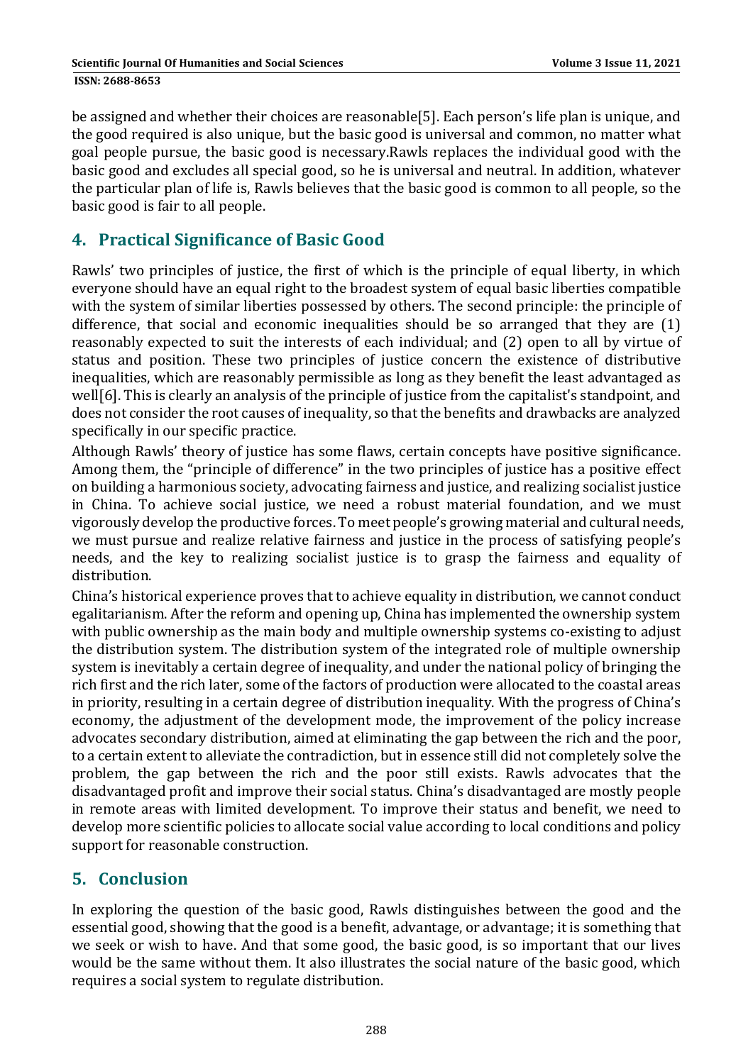be assigned and whether their choices are reasonable[5]. Each person's life plan is unique, and the good required is also unique, but the basic good is universal and common, no matter what goal people pursue, the basic good is necessary.Rawls replaces the individual good with the basic good and excludes all special good, so he is universal and neutral. In addition, whatever the particular plan of life is, Rawls believes that the basic good is common to all people, so the basic good is fair to all people.

## 4. Practical Significance of Basic Good

Rawls' two principles of justice, the first of which is the principle of equal liberty, in which everyone should have an equal right to the broadest system of equal basic liberties compatible with the system of similar liberties possessed by others. The second principle: the principle of difference, that social and economic inequalities should be so arranged that they are (1) reasonably expected to suit the interests of each individual; and (2) open to all by virtue of status and position. These two principles of justice concern the existence of distributive inequalities, which are reasonably permissible as long as they benefit the least advantaged as well[6]. This is clearly an analysis of the principle of justice from the capitalist's standpoint, and does not consider the root causes of inequality, so that the benefits and drawbacks are analyzed specifically in our specific practice.

Although Rawls' theory of justice has some flaws, certain concepts have positive significance. Among them, the "principle of difference" in the two principles of justice has a positive effect on building a harmonious society, advocating fairness and justice, and realizing socialist justice in China. To achieve social justice, we need a robust material foundation, and we must vigorously develop the productive forces. To meet people's growing material and cultural needs, we must pursue and realize relative fairness and justice in the process of satisfying people's needs, and the key to realizing socialist justice is to grasp the fairness and equality of distribution.

China's historical experience proves that to achieve equality in distribution, we cannot conduct egalitarianism. After the reform and opening up, China has implemented the ownership system with public ownership as the main body and multiple ownership systems co-existing to adjust the distribution system. The distribution system of the integrated role of multiple ownership system is inevitably a certain degree of inequality, and under the national policy of bringing the rich first and the rich later, some of the factors of production were allocated to the coastal areas in priority, resulting in a certain degree of distribution inequality. With the progress of China's economy, the adjustment of the development mode, the improvement of the policy increase advocates secondary distribution, aimed at eliminating the gap between the rich and the poor, to a certain extent to alleviate the contradiction, but in essence still did not completely solve the problem, the gap between the rich and the poor still exists. Rawls advocates that the disadvantaged profit and improve their social status. China's disadvantaged are mostly people in remote areas with limited development. To improve their status and benefit, we need to develop more scientific policies to allocate social value according to local conditions and policy support for reasonable construction.

## 5. Conclusion

In exploring the question of the basic good, Rawls distinguishes between the good and the essential good, showing that the good is a benefit, advantage, or advantage; it is something that we seek or wish to have. And that some good, the basic good, is so important that our lives would be the same without them. It also illustrates the social nature of the basic good, which requires a social system to regulate distribution.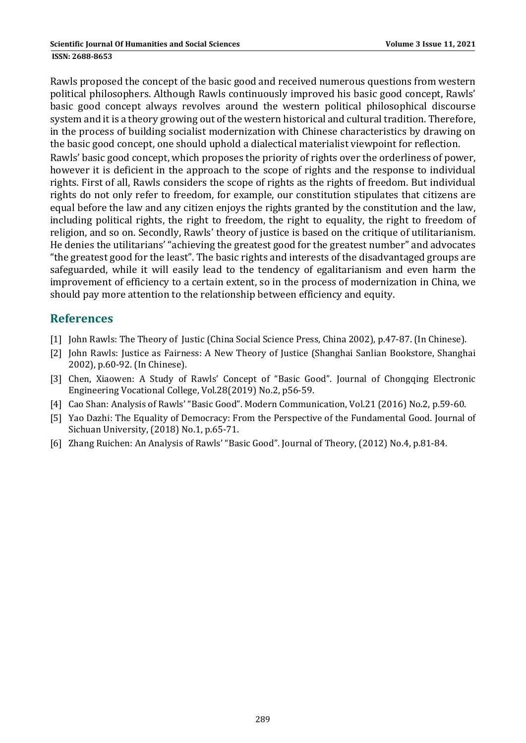Rawls proposed the concept of the basic good and received numerous questions from western political philosophers. Although Rawls continuously improved his basic good concept, Rawls' basic good concept always revolves around the western political philosophical discourse system and it is a theory growing out of the western historical and cultural tradition. Therefore, in the process of building socialist modernization with Chinese characteristics by drawing on the basic good concept, one should uphold a dialectical materialist viewpoint for reflection.

Rawls' basic good concept, which proposes the priority of rights over the orderliness of power, however it is deficient in the approach to the scope of rights and the response to individual rights. First of all, Rawls considers the scope of rights as the rights of freedom. But individual rights do not only refer to freedom, for example, our constitution stipulates that citizens are equal before the law and any citizen enjoys the rights granted by the constitution and the law, including political rights, the right to freedom, the right to equality, the right to freedom of religion, and so on. Secondly, Rawls' theory of justice is based on the critique of utilitarianism. He denies the utilitarians' "achieving the greatest good for the greatest number" and advocates "the greatest good for the least". The basic rights and interests of the disadvantaged groups are safeguarded, while it will easily lead to the tendency of egalitarianism and even harm the improvement of efficiency to a certain extent, so in the process of modernization in China, we should pay more attention to the relationship between efficiency and equity.

## References

[1] John Rawls: The Theory of Justic (China Social Science Press, China 2002), p.47-87. (In Chinese).

[2] John Rawls: Justice as Fairness: A New Theory of Justice (Shanghai Sanlian Bookstore, Shanghai 2002), p.60-92. (In Chinese).

[3] Chen, Xiaowen: A Study of Rawls' Concept of "Basic Good". Journal of Chongqing Electronic Engineering Vocational College, Vol.28(2019) No.2, p56-59.

[4] Cao Shan: Analysis of Rawls' "Basic Good". Modern Communication, Vol.21 (2016) No.2, p.59-60.

[5] Yao Dazhi: The Equality of Democracy: From the Perspective of the Fundamental Good. Journal of Sichuan University, (2018) No.1, p.65-71.

[6] Zhang Ruichen: An Analysis of Rawls' "Basic Good". Journal of Theory, (2012) No.4, p.81-84.